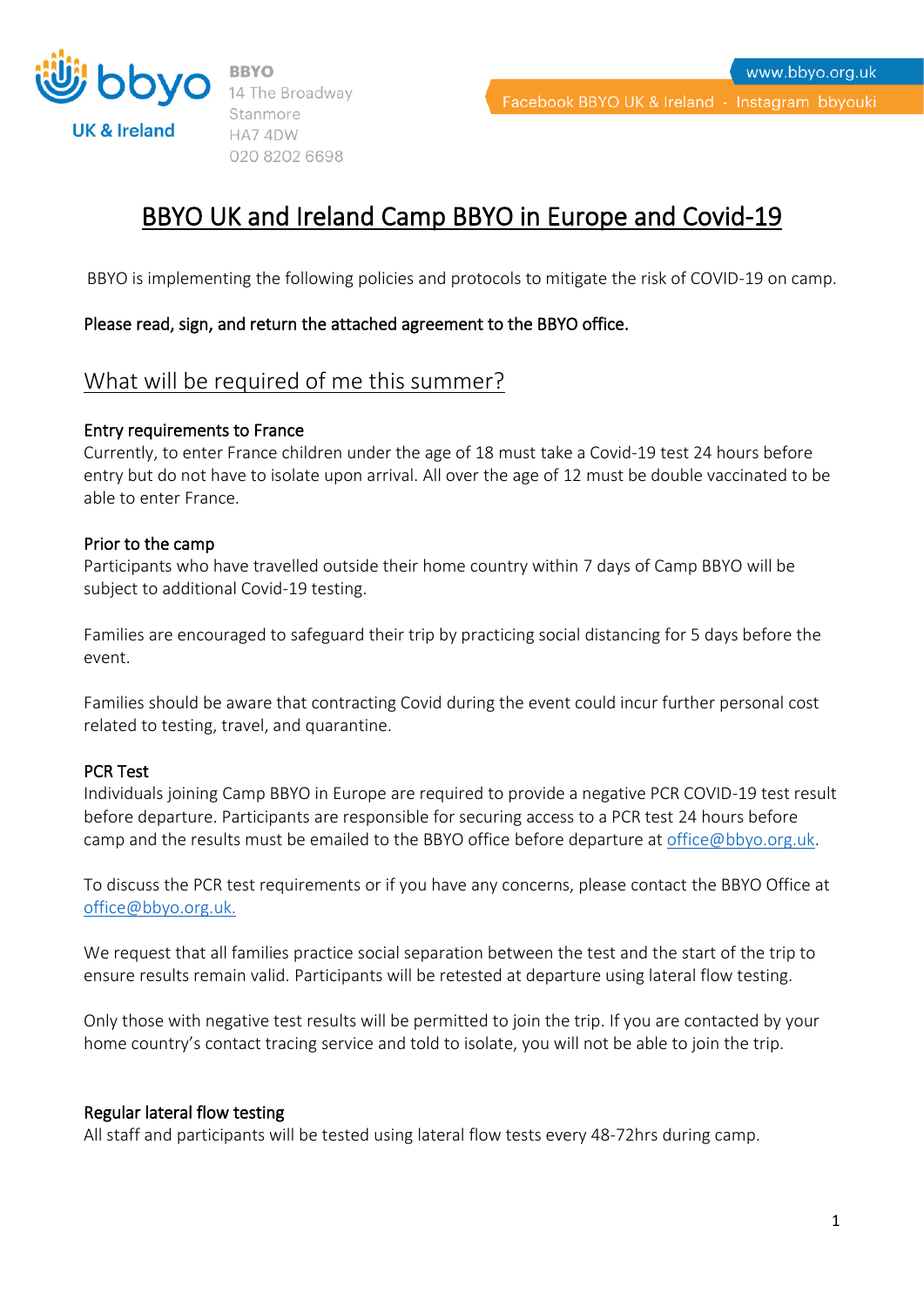BBYO
14 The Broadway
Stanmore
HA7 4DW
020 8202 6698

www.bbyo.org.uk
Facebook BBYO UK & Ireland - Instagram bbyouki

# BBYO UK and Ireland Camp BBYO in Europe and Covid-19

BBYO is implementing the following policies and protocols to mitigate the risk of COVID-19 on camp.

**Please read, sign, and return the attached agreement to the BBYO office.**

## What will be required of me this summer?

### Entry requirements to France

Currently, to enter France children under the age of 18 must take a Covid-19 test 24 hours before entry but do not have to isolate upon arrival. All over the age of 12 must be double vaccinated to be able to enter France.

### Prior to the camp

Participants who have travelled outside their home country within 7 days of Camp BBYO will be subject to additional Covid-19 testing.

Families are encouraged to safeguard their trip by practicing social distancing for 5 days before the event.

Families should be aware that contracting Covid during the event could incur further personal cost related to testing, travel, and quarantine.

### PCR Test

Individuals joining Camp BBYO in Europe are required to provide a negative PCR COVID-19 test result before departure. Participants are responsible for securing access to a PCR test 24 hours before camp and the results must be emailed to the BBYO office before departure at office@bbyo.org.uk.

To discuss the PCR test requirements or if you have any concerns, please contact the BBYO Office at office@bbyo.org.uk.

We request that all families practice social separation between the test and the start of the trip to ensure results remain valid. Participants will be retested at departure using lateral flow testing.

Only those with negative test results will be permitted to join the trip. If you are contacted by your home country's contact tracing service and told to isolate, you will not be able to join the trip.

### Regular lateral flow testing

All staff and participants will be tested using lateral flow tests every 48-72hrs during camp.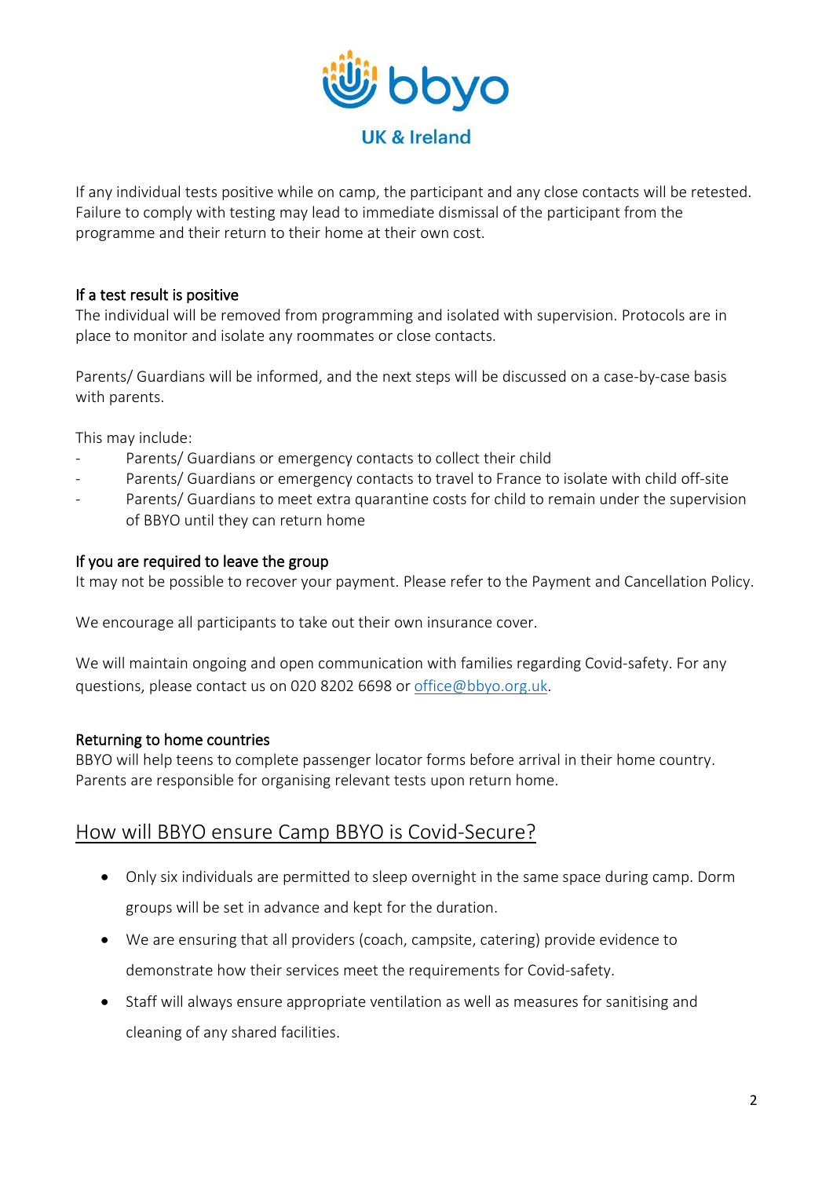If any individual tests positive while on camp, the participant and any close contacts will be retested. Failure to comply with testing may lead to immediate dismissal of the participant from the programme and their return to their home at their own cost.

### If a test result is positive

The individual will be removed from programming and isolated with supervision. Protocols are in place to monitor and isolate any roommates or close contacts.

Parents/ Guardians will be informed, and the next steps will be discussed on a case-by-case basis with parents.

This may include:

- Parents/ Guardians or emergency contacts to collect their child
- Parents/ Guardians or emergency contacts to travel to France to isolate with child off-site
- Parents/ Guardians to meet extra quarantine costs for child to remain under the supervision of BBYO until they can return home

### If you are required to leave the group

It may not be possible to recover your payment. Please refer to the Payment and Cancellation Policy.

We encourage all participants to take out their own insurance cover.

We will maintain ongoing and open communication with families regarding Covid-safety. For any questions, please contact us on 020 8202 6698 or office@bbyo.org.uk.

### Returning to home countries

BBYO will help teens to complete passenger locator forms before arrival in their home country. Parents are responsible for organising relevant tests upon return home.

## How will BBYO ensure Camp BBYO is Covid-Secure?

- Only six individuals are permitted to sleep overnight in the same space during camp. Dorm groups will be set in advance and kept for the duration.
- We are ensuring that all providers (coach, campsite, catering) provide evidence to demonstrate how their services meet the requirements for Covid-safety.
- Staff will always ensure appropriate ventilation as well as measures for sanitising and cleaning of any shared facilities.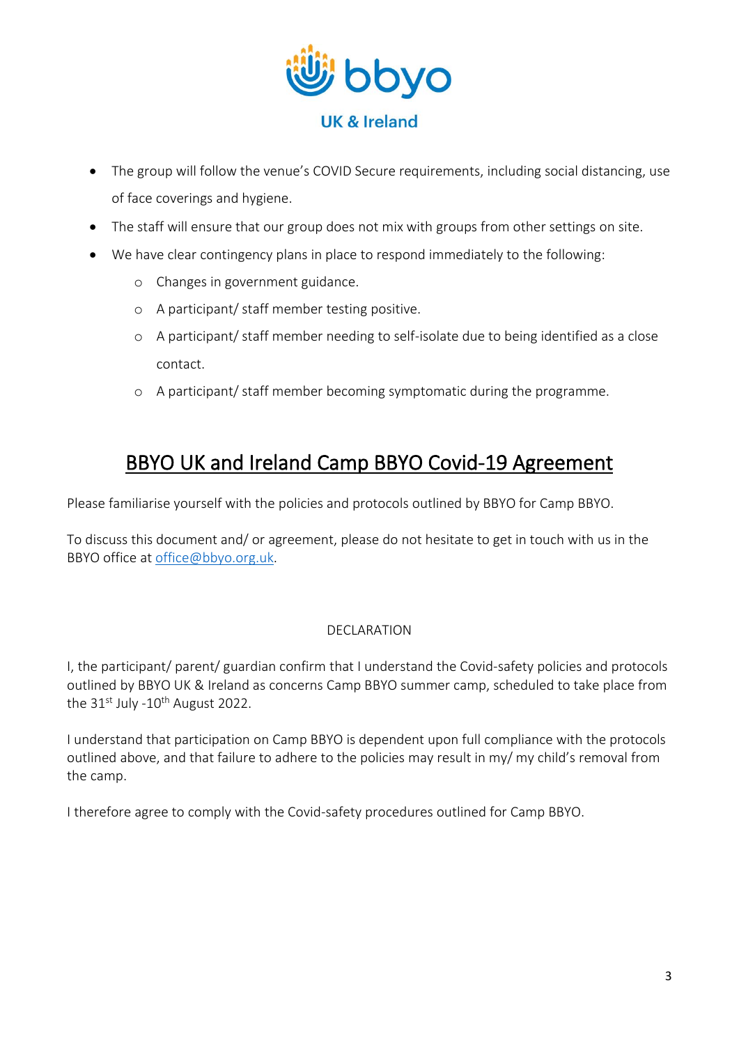- The group will follow the venue's COVID Secure requirements, including social distancing, use of face coverings and hygiene.
- The staff will ensure that our group does not mix with groups from other settings on site.
- We have clear contingency plans in place to respond immediately to the following:
  - Changes in government guidance.
  - A participant/ staff member testing positive.
  - A participant/ staff member needing to self-isolate due to being identified as a close contact.
  - A participant/ staff member becoming symptomatic during the programme.

## BBYO UK and Ireland Camp BBYO Covid-19 Agreement

Please familiarise yourself with the policies and protocols outlined by BBYO for Camp BBYO.

To discuss this document and/ or agreement, please do not hesitate to get in touch with us in the BBYO office at office@bbyo.org.uk.

DECLARATION

I, the participant/ parent/ guardian confirm that I understand the Covid-safety policies and protocols outlined by BBYO UK & Ireland as concerns Camp BBYO summer camp, scheduled to take place from the 31st July -10th August 2022.

I understand that participation on Camp BBYO is dependent upon full compliance with the protocols outlined above, and that failure to adhere to the policies may result in my/ my child's removal from the camp.

I therefore agree to comply with the Covid-safety procedures outlined for Camp BBYO.